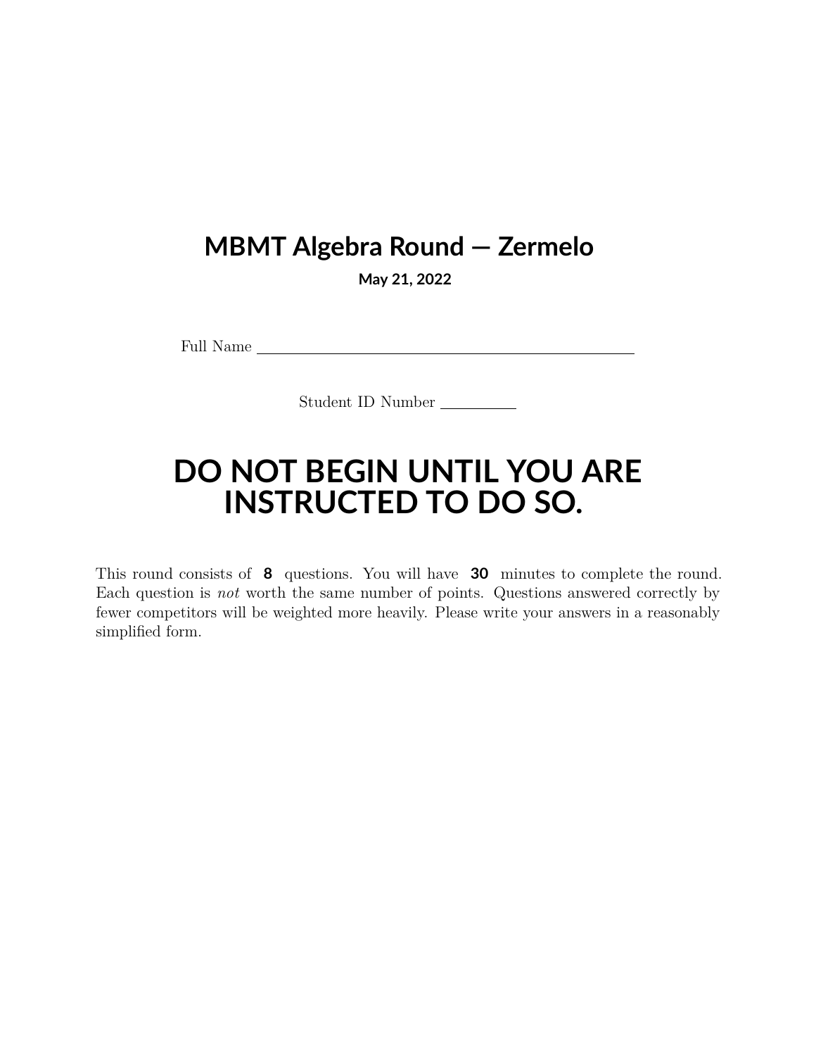# MBMT Algebra Round — Zermelo

**May 21, 2022**

Full Name ______________________________________

Student ID Number __________

# DO NOT BEGIN UNTIL YOU ARE INSTRUCTED TO DO SO.

This round consists of **8** questions. You will have **30** minutes to complete the round. Each question is *not* worth the same number of points. Questions answered correctly by fewer competitors will be weighted more heavily. Please write your answers in a reasonably simplified form.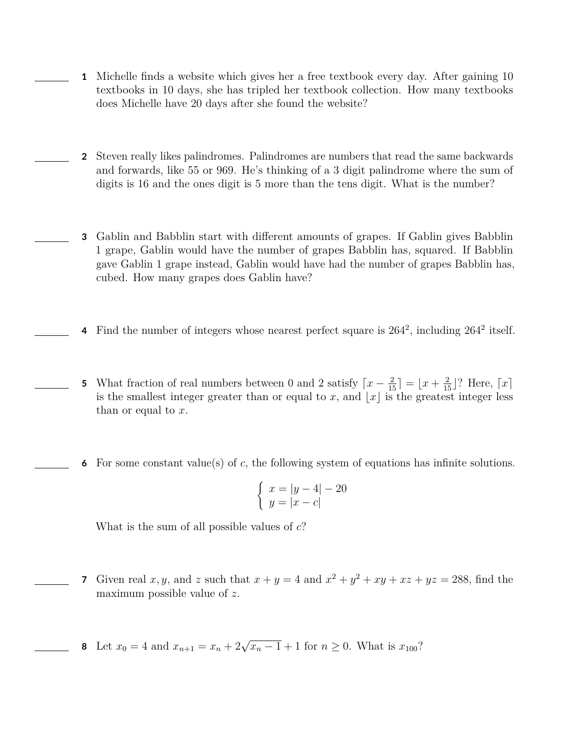______ **1** Michelle finds a website which gives her a free textbook every day. After gaining 10 textbooks in 10 days, she has tripled her textbook collection. How many textbooks does Michelle have 20 days after she found the website?

______ **2** Steven really likes palindromes. Palindromes are numbers that read the same backwards and forwards, like 55 or 969. He's thinking of a 3 digit palindrome where the sum of digits is 16 and the ones digit is 5 more than the tens digit. What is the number?

______ **3** Gablin and Babblin start with different amounts of grapes. If Gablin gives Babblin 1 grape, Gablin would have the number of grapes Babblin has, squared. If Babblin gave Gablin 1 grape instead, Gablin would have had the number of grapes Babblin has, cubed. How many grapes does Gablin have?

______ **4** Find the number of integers whose nearest perfect square is $264^2$, including $264^2$ itself.

______ **5** What fraction of real numbers between 0 and 2 satisfy $\lceil x - \frac{2}{15} \rceil = \lfloor x + \frac{2}{15} \rfloor$? Here, $\lceil x \rceil$ is the smallest integer greater than or equal to $x$, and $\lfloor x \rfloor$ is the greatest integer less than or equal to $x$.

______ **6** For some constant value(s) of $c$, the following system of equations has infinite solutions.

$$\begin{cases} x = |y - 4| - 20 \\ y = |x - c| \end{cases}$$

What is the sum of all possible values of $c$?

______ **7** Given real $x, y$, and $z$ such that $x + y = 4$ and $x^2 + y^2 + xy + xz + yz = 288$, find the maximum possible value of $z$.

______ **8** Let $x_0 = 4$ and $x_{n+1} = x_n + 2\sqrt{x_n - 1} + 1$ for $n \geq 0$. What is $x_{100}$?